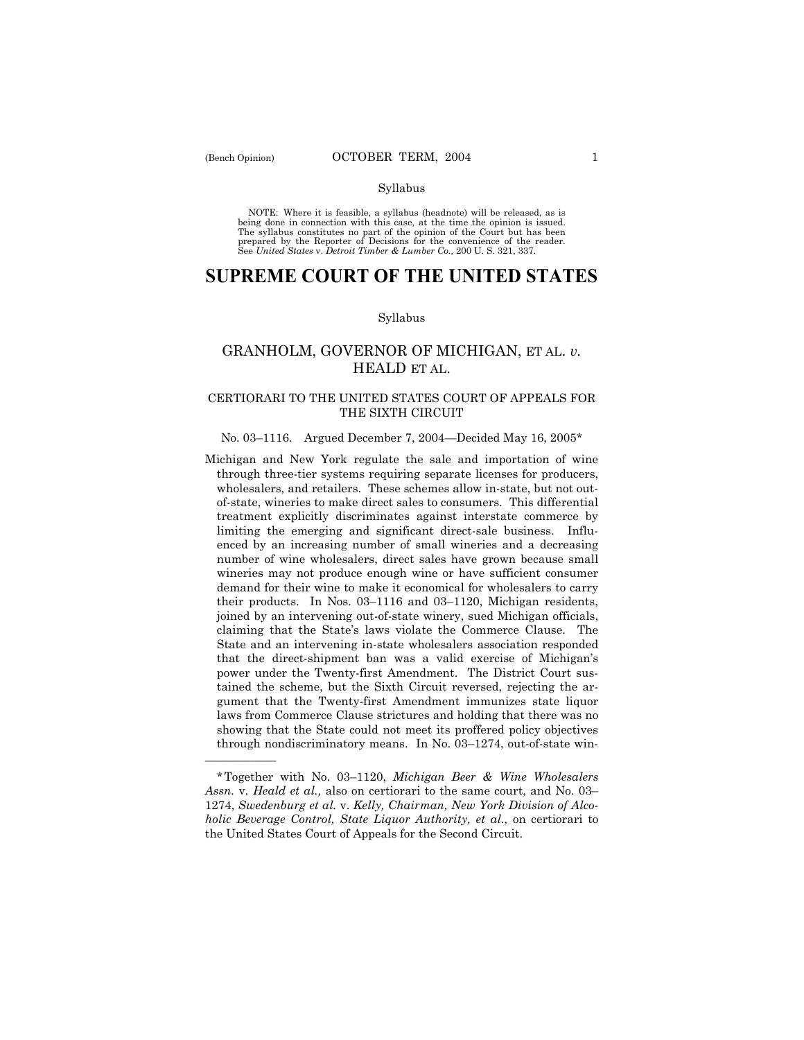Syllabus

NOTE: Where it is feasible, a syllabus (headnote) will be released, as is being done in connection with this case, at the time the opinion is issued. The syllabus constitutes no part of the opinion of the Court but has been prepared by the Reporter of Decisions for the convenience of the reader. See *United States* v. *Detroit Timber & Lumber Co.,* 200 U. S. 321, 337.

# SUPREME COURT OF THE UNITED STATES

Syllabus

## GRANHOLM, GOVERNOR OF MICHIGAN, ET AL. *v.* HEALD ET AL.

### CERTIORARI TO THE UNITED STATES COURT OF APPEALS FOR THE SIXTH CIRCUIT

No. 03–1116. Argued December 7, 2004—Decided May 16, 2005*

Michigan and New York regulate the sale and importation of wine through three-tier systems requiring separate licenses for producers, wholesalers, and retailers. These schemes allow in-state, but not out-of-state, wineries to make direct sales to consumers. This differential treatment explicitly discriminates against interstate commerce by limiting the emerging and significant direct-sale business. Influenced by an increasing number of small wineries and a decreasing number of wine wholesalers, direct sales have grown because small wineries may not produce enough wine or have sufficient consumer demand for their wine to make it economical for wholesalers to carry their products. In Nos. 03–1116 and 03–1120, Michigan residents, joined by an intervening out-of-state winery, sued Michigan officials, claiming that the State's laws violate the Commerce Clause. The State and an intervening in-state wholesalers association responded that the direct-shipment ban was a valid exercise of Michigan's power under the Twenty-first Amendment. The District Court sustained the scheme, but the Sixth Circuit reversed, rejecting the argument that the Twenty-first Amendment immunizes state liquor laws from Commerce Clause strictures and holding that there was no showing that the State could not meet its proffered policy objectives through nondiscriminatory means. In No. 03–1274, out-of-state win-

---

*Together with No. 03–1120, *Michigan Beer & Wine Wholesalers Assn.* v. *Heald et al.,* also on certiorari to the same court, and No. 03–1274, *Swedenburg et al.* v. *Kelly, Chairman, New York Division of Alcoholic Beverage Control, State Liquor Authority, et al.,* on certiorari to the United States Court of Appeals for the Second Circuit.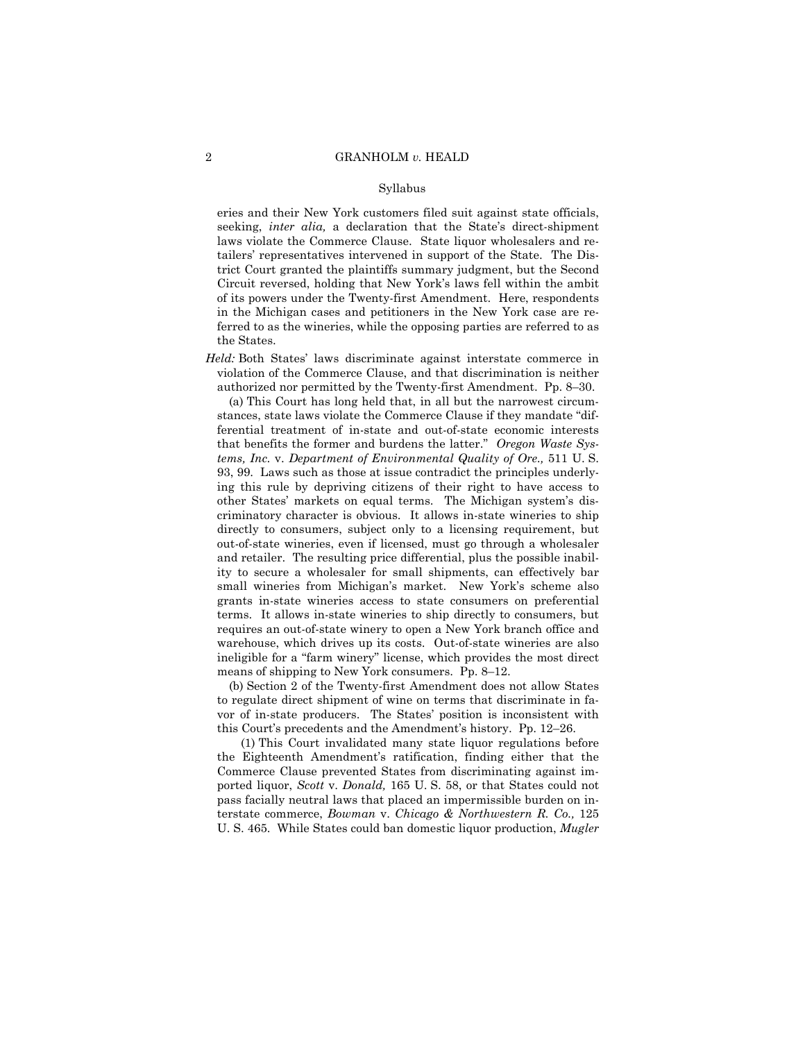eries and their New York customers filed suit against state officials, seeking, *inter alia,* a declaration that the State's direct-shipment laws violate the Commerce Clause. State liquor wholesalers and retailers' representatives intervened in support of the State. The District Court granted the plaintiffs summary judgment, but the Second Circuit reversed, holding that New York's laws fell within the ambit of its powers under the Twenty-first Amendment. Here, respondents in the Michigan cases and petitioners in the New York case are referred to as the wineries, while the opposing parties are referred to as the States.

*Held:* Both States' laws discriminate against interstate commerce in violation of the Commerce Clause, and that discrimination is neither authorized nor permitted by the Twenty-first Amendment. Pp. 8–30.

(a) This Court has long held that, in all but the narrowest circumstances, state laws violate the Commerce Clause if they mandate "differential treatment of in-state and out-of-state economic interests that benefits the former and burdens the latter." *Oregon Waste Systems, Inc.* v. *Department of Environmental Quality of Ore.,* 511 U. S. 93, 99. Laws such as those at issue contradict the principles underlying this rule by depriving citizens of their right to have access to other States' markets on equal terms. The Michigan system's discriminatory character is obvious. It allows in-state wineries to ship directly to consumers, subject only to a licensing requirement, but out-of-state wineries, even if licensed, must go through a wholesaler and retailer. The resulting price differential, plus the possible inability to secure a wholesaler for small shipments, can effectively bar small wineries from Michigan's market. New York's scheme also grants in-state wineries access to state consumers on preferential terms. It allows in-state wineries to ship directly to consumers, but requires an out-of-state winery to open a New York branch office and warehouse, which drives up its costs. Out-of-state wineries are also ineligible for a "farm winery" license, which provides the most direct means of shipping to New York consumers. Pp. 8–12.

(b) Section 2 of the Twenty-first Amendment does not allow States to regulate direct shipment of wine on terms that discriminate in favor of in-state producers. The States' position is inconsistent with this Court's precedents and the Amendment's history. Pp. 12–26.

(1) This Court invalidated many state liquor regulations before the Eighteenth Amendment's ratification, finding either that the Commerce Clause prevented States from discriminating against imported liquor, *Scott* v. *Donald,* 165 U. S. 58, or that States could not pass facially neutral laws that placed an impermissible burden on interstate commerce, *Bowman* v. *Chicago & Northwestern R. Co.,* 125 U. S. 465. While States could ban domestic liquor production, *Mugler*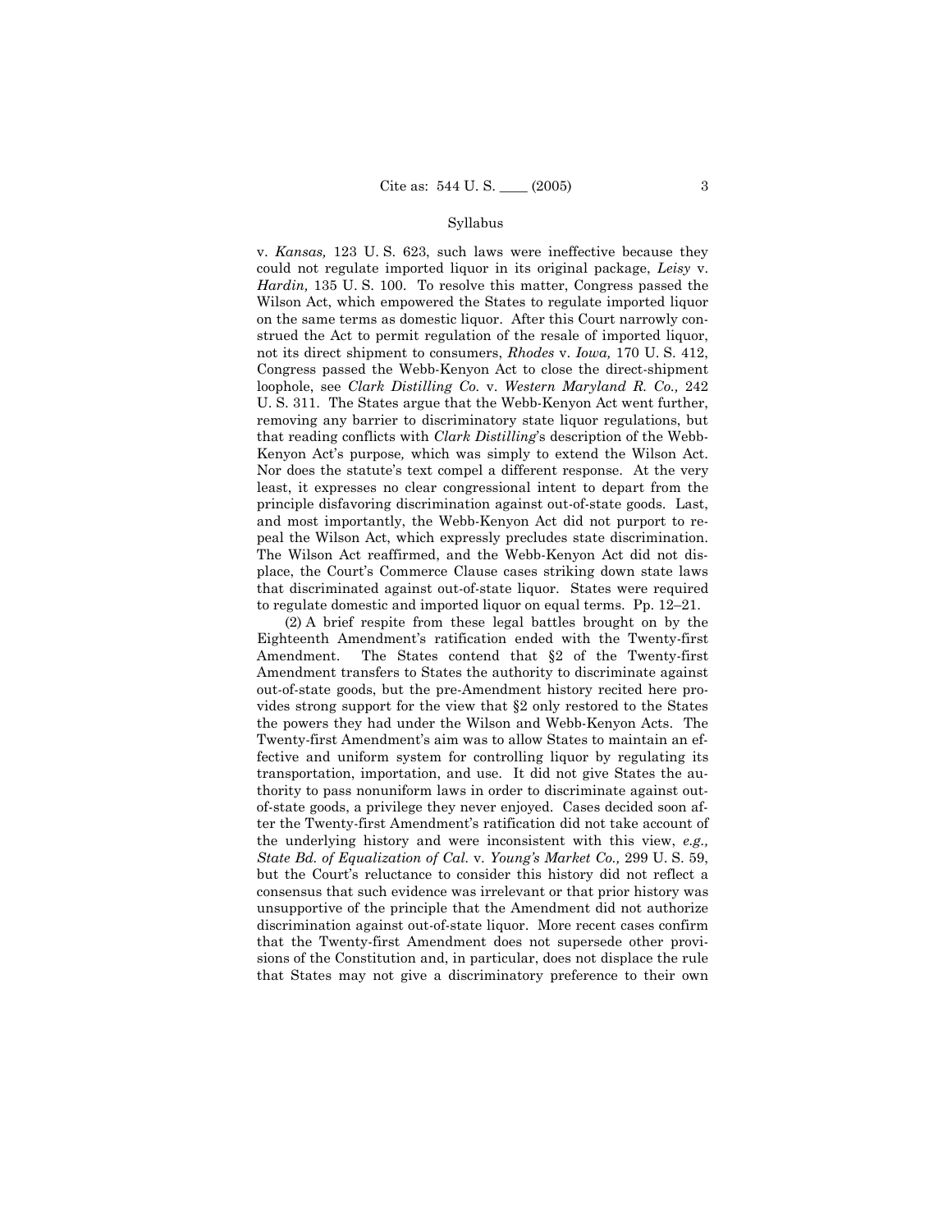v. *Kansas,* 123 U. S. 623, such laws were ineffective because they could not regulate imported liquor in its original package, *Leisy* v. *Hardin,* 135 U. S. 100. To resolve this matter, Congress passed the Wilson Act, which empowered the States to regulate imported liquor on the same terms as domestic liquor. After this Court narrowly construed the Act to permit regulation of the resale of imported liquor, not its direct shipment to consumers, *Rhodes* v. *Iowa,* 170 U. S. 412, Congress passed the Webb-Kenyon Act to close the direct-shipment loophole, see *Clark Distilling Co.* v. *Western Maryland R. Co.,* 242 U. S. 311. The States argue that the Webb-Kenyon Act went further, removing any barrier to discriminatory state liquor regulations, but that reading conflicts with *Clark Distilling*'s description of the Webb-Kenyon Act's purpose, which was simply to extend the Wilson Act. Nor does the statute's text compel a different response. At the very least, it expresses no clear congressional intent to depart from the principle disfavoring discrimination against out-of-state goods. Last, and most importantly, the Webb-Kenyon Act did not purport to repeal the Wilson Act, which expressly precludes state discrimination. The Wilson Act reaffirmed, and the Webb-Kenyon Act did not displace, the Court's Commerce Clause cases striking down state laws that discriminated against out-of-state liquor. States were required to regulate domestic and imported liquor on equal terms. Pp. 12–21.

(2) A brief respite from these legal battles brought on by the Eighteenth Amendment's ratification ended with the Twenty-first Amendment. The States contend that §2 of the Twenty-first Amendment transfers to States the authority to discriminate against out-of-state goods, but the pre-Amendment history recited here provides strong support for the view that §2 only restored to the States the powers they had under the Wilson and Webb-Kenyon Acts. The Twenty-first Amendment's aim was to allow States to maintain an effective and uniform system for controlling liquor by regulating its transportation, importation, and use. It did not give States the authority to pass nonuniform laws in order to discriminate against out-of-state goods, a privilege they never enjoyed. Cases decided soon after the Twenty-first Amendment's ratification did not take account of the underlying history and were inconsistent with this view, *e.g., State Bd. of Equalization of Cal.* v. *Young's Market Co.,* 299 U. S. 59, but the Court's reluctance to consider this history did not reflect a consensus that such evidence was irrelevant or that prior history was unsupportive of the principle that the Amendment did not authorize discrimination against out-of-state liquor. More recent cases confirm that the Twenty-first Amendment does not supersede other provisions of the Constitution and, in particular, does not displace the rule that States may not give a discriminatory preference to their own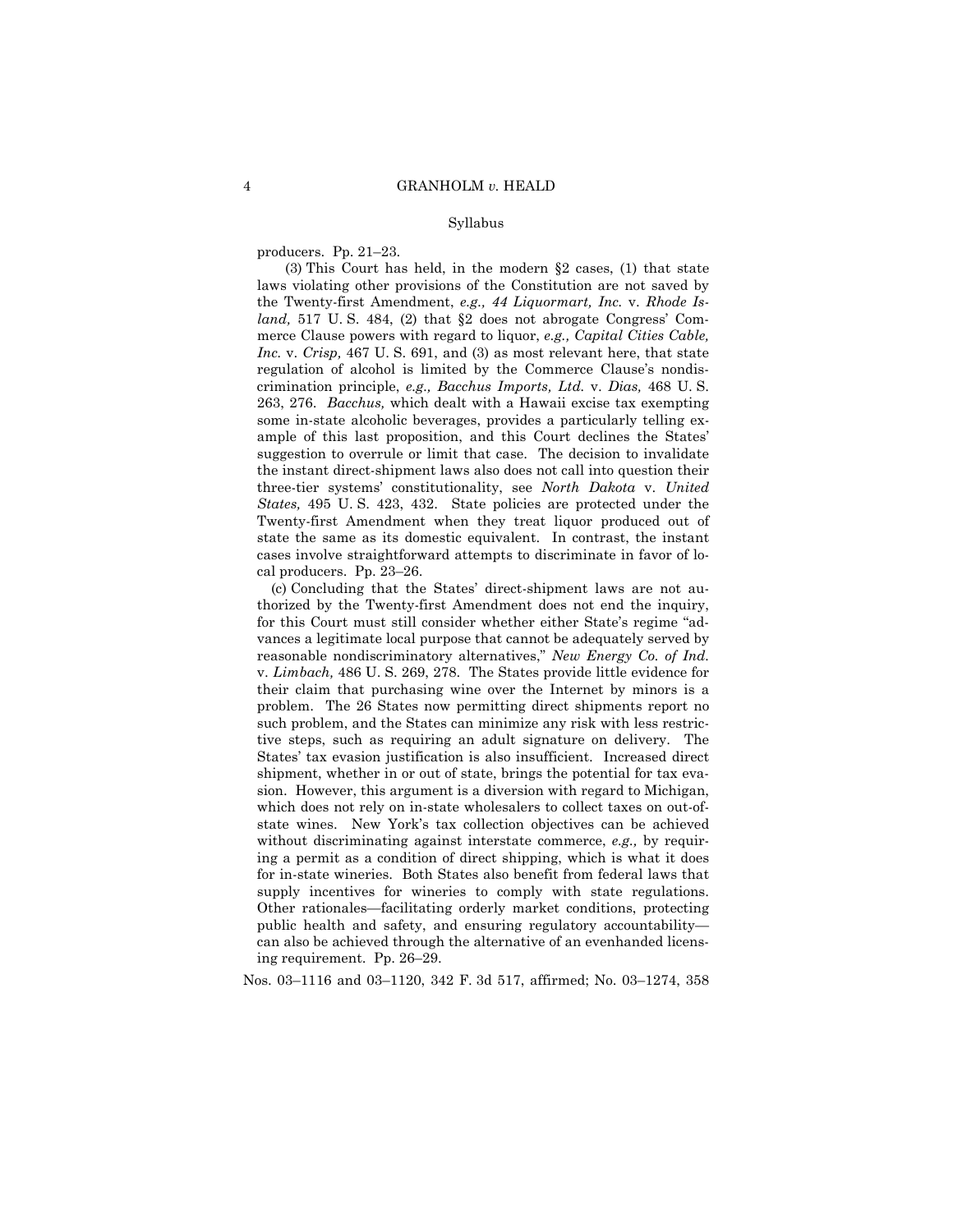producers. Pp. 21–23.

(3) This Court has held, in the modern §2 cases, (1) that state laws violating other provisions of the Constitution are not saved by the Twenty-first Amendment, *e.g., 44 Liquormart, Inc.* v. *Rhode Island,* 517 U. S. 484, (2) that §2 does not abrogate Congress' Commerce Clause powers with regard to liquor, *e.g., Capital Cities Cable, Inc.* v. *Crisp,* 467 U. S. 691, and (3) as most relevant here, that state regulation of alcohol is limited by the Commerce Clause's nondiscrimination principle, *e.g., Bacchus Imports, Ltd.* v. *Dias,* 468 U. S. 263, 276. *Bacchus,* which dealt with a Hawaii excise tax exempting some in-state alcoholic beverages, provides a particularly telling example of this last proposition, and this Court declines the States' suggestion to overrule or limit that case. The decision to invalidate the instant direct-shipment laws also does not call into question their three-tier systems' constitutionality, see *North Dakota* v. *United States,* 495 U. S. 423, 432. State policies are protected under the Twenty-first Amendment when they treat liquor produced out of state the same as its domestic equivalent. In contrast, the instant cases involve straightforward attempts to discriminate in favor of local producers. Pp. 23–26.

(c) Concluding that the States' direct-shipment laws are not authorized by the Twenty-first Amendment does not end the inquiry, for this Court must still consider whether either State's regime "advances a legitimate local purpose that cannot be adequately served by reasonable nondiscriminatory alternatives," *New Energy Co. of Ind.* v. *Limbach,* 486 U. S. 269, 278. The States provide little evidence for their claim that purchasing wine over the Internet by minors is a problem. The 26 States now permitting direct shipments report no such problem, and the States can minimize any risk with less restrictive steps, such as requiring an adult signature on delivery. The States' tax evasion justification is also insufficient. Increased direct shipment, whether in or out of state, brings the potential for tax evasion. However, this argument is a diversion with regard to Michigan, which does not rely on in-state wholesalers to collect taxes on out-of-state wines. New York's tax collection objectives can be achieved without discriminating against interstate commerce, *e.g.,* by requiring a permit as a condition of direct shipping, which is what it does for in-state wineries. Both States also benefit from federal laws that supply incentives for wineries to comply with state regulations. Other rationales—facilitating orderly market conditions, protecting public health and safety, and ensuring regulatory accountability—can also be achieved through the alternative of an evenhanded licensing requirement. Pp. 26–29.

Nos. 03–1116 and 03–1120, 342 F. 3d 517, affirmed; No. 03–1274, 358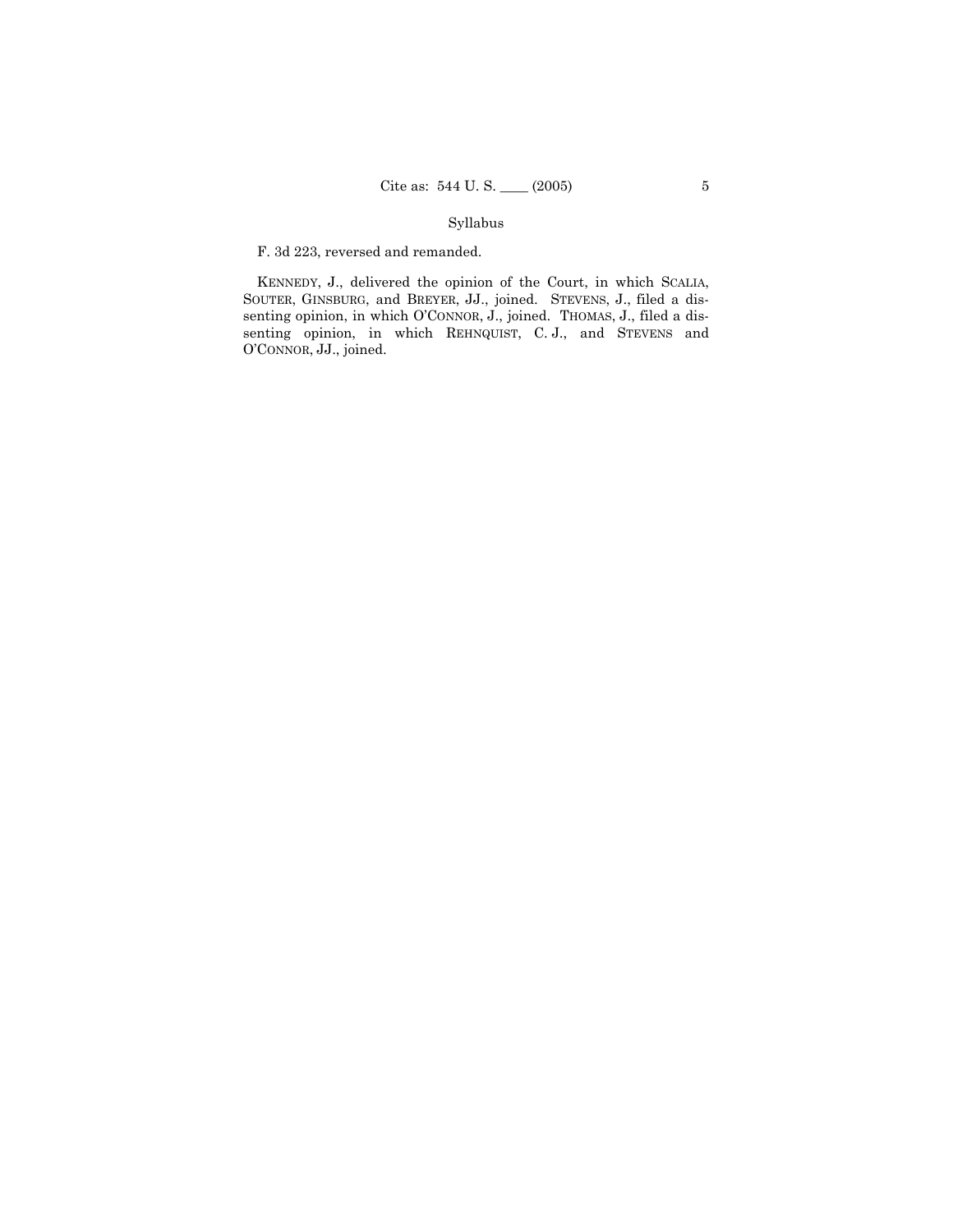F. 3d 223, reversed and remanded.

KENNEDY, J., delivered the opinion of the Court, in which SCALIA, SOUTER, GINSBURG, and BREYER, JJ., joined. STEVENS, J., filed a dissenting opinion, in which O'CONNOR, J., joined. THOMAS, J., filed a dissenting opinion, in which REHNQUIST, C. J., and STEVENS and O'CONNOR, JJ., joined.